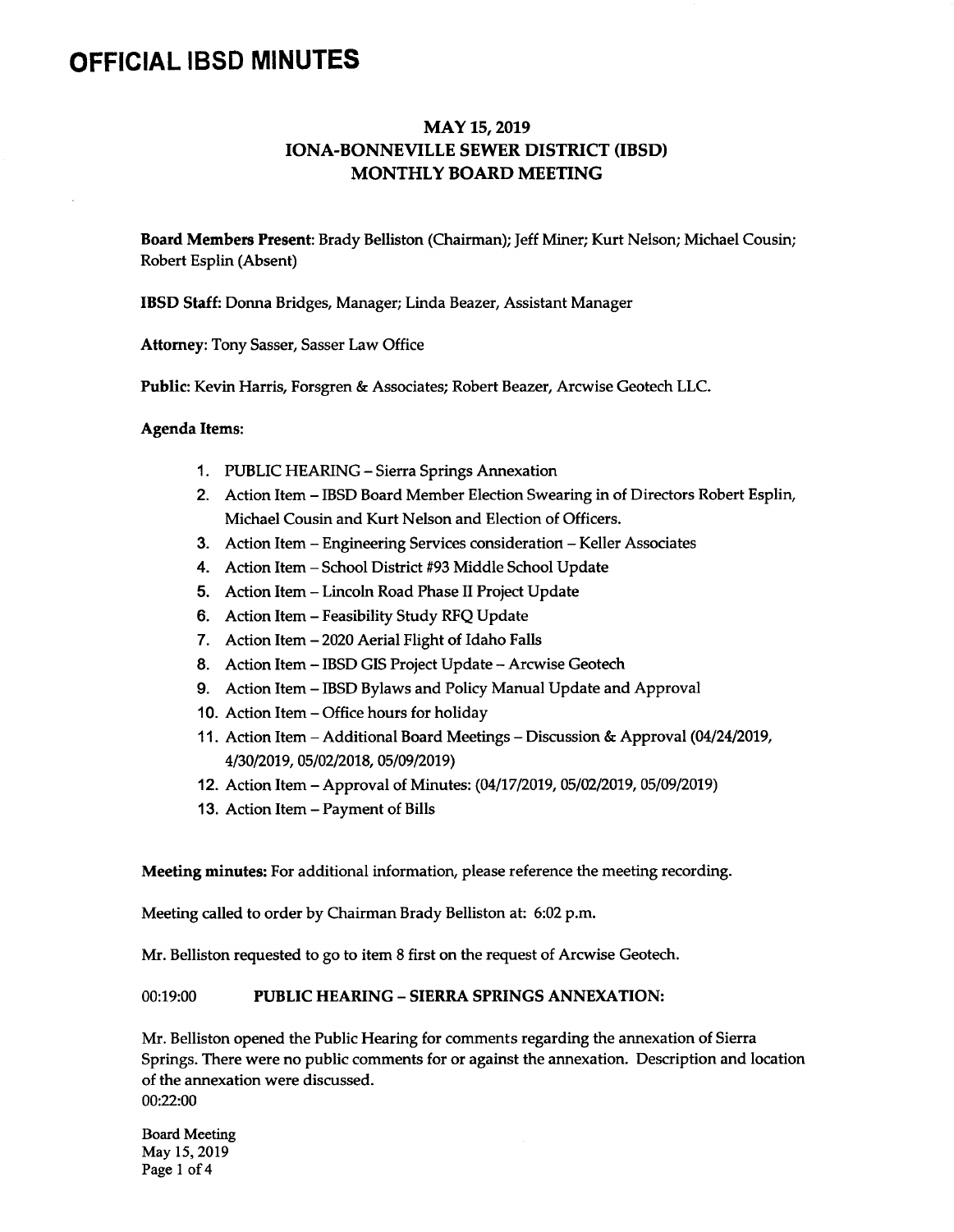# OFFICIAL IBSD MINUTES

## MAY 15, 2019
## IONA-BONNEVILLE SEWER DISTRICT (IBSD)
## MONTHLY BOARD MEETING

**Board Members Present**: Brady Belliston (Chairman); Jeff Miner; Kurt Nelson; Michael Cousin; Robert Esplin (Absent)

**IBSD Staff**: Donna Bridges, Manager; Linda Beazer, Assistant Manager

**Attorney**: Tony Sasser, Sasser Law Office

**Public**: Kevin Harris, Forsgren & Associates; Robert Beazer, Arcwise Geotech LLC.

**Agenda Items**:

1. PUBLIC HEARING – Sierra Springs Annexation
2. Action Item – IBSD Board Member Election Swearing in of Directors Robert Esplin, Michael Cousin and Kurt Nelson and Election of Officers.
3. Action Item – Engineering Services consideration – Keller Associates
4. Action Item – School District #93 Middle School Update
5. Action Item – Lincoln Road Phase II Project Update
6. Action Item – Feasibility Study RFQ Update
7. Action Item – 2020 Aerial Flight of Idaho Falls
8. Action Item – IBSD GIS Project Update – Arcwise Geotech
9. Action Item – IBSD Bylaws and Policy Manual Update and Approval
10. Action Item – Office hours for holiday
11. Action Item – Additional Board Meetings – Discussion & Approval (04/24/2019, 4/30/2019, 05/02/2018, 05/09/2019)
12. Action Item – Approval of Minutes: (04/17/2019, 05/02/2019, 05/09/2019)
13. Action Item – Payment of Bills

**Meeting minutes:** For additional information, please reference the meeting recording.

Meeting called to order by Chairman Brady Belliston at: 6:02 p.m.

Mr. Belliston requested to go to item 8 first on the request of Arcwise Geotech.

00:19:00 **PUBLIC HEARING – SIERRA SPRINGS ANNEXATION:**

Mr. Belliston opened the Public Hearing for comments regarding the annexation of Sierra Springs. There were no public comments for or against the annexation. Description and location of the annexation were discussed.
00:22:00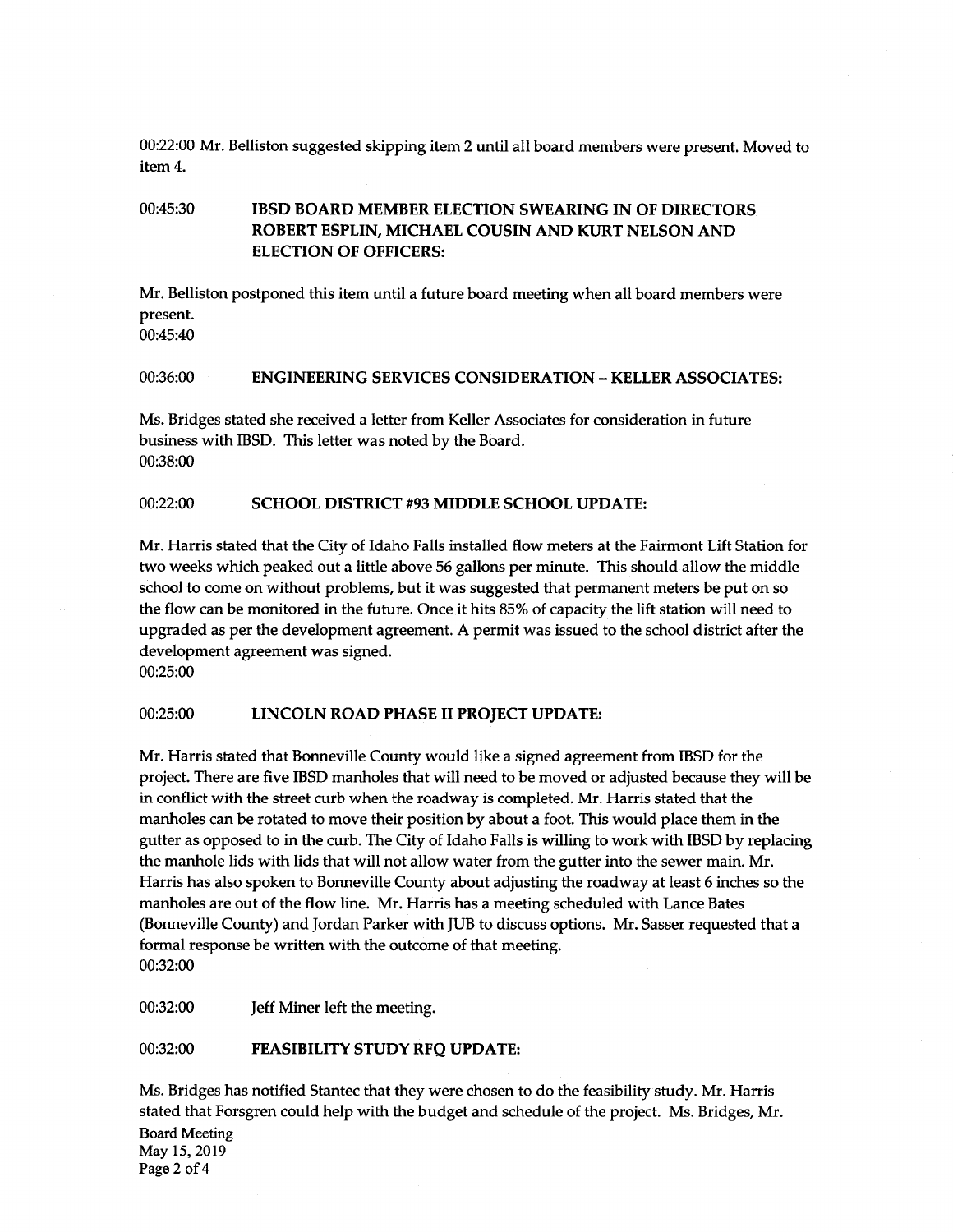00:22:00 Mr. Belliston suggested skipping item 2 until all board members were present. Moved to item 4.

00:45:30 **IBSD BOARD MEMBER ELECTION SWEARING IN OF DIRECTORS ROBERT ESPLIN, MICHAEL COUSIN AND KURT NELSON AND ELECTION OF OFFICERS:**

Mr. Belliston postponed this item until a future board meeting when all board members were present.
00:45:40

00:36:00 **ENGINEERING SERVICES CONSIDERATION – KELLER ASSOCIATES:**

Ms. Bridges stated she received a letter from Keller Associates for consideration in future business with IBSD. This letter was noted by the Board.
00:38:00

00:22:00 **SCHOOL DISTRICT #93 MIDDLE SCHOOL UPDATE:**

Mr. Harris stated that the City of Idaho Falls installed flow meters at the Fairmont Lift Station for two weeks which peaked out a little above 56 gallons per minute. This should allow the middle school to come on without problems, but it was suggested that permanent meters be put on so the flow can be monitored in the future. Once it hits 85% of capacity the lift station will need to upgraded as per the development agreement. A permit was issued to the school district after the development agreement was signed.
00:25:00

00:25:00 **LINCOLN ROAD PHASE II PROJECT UPDATE:**

Mr. Harris stated that Bonneville County would like a signed agreement from IBSD for the project. There are five IBSD manholes that will need to be moved or adjusted because they will be in conflict with the street curb when the roadway is completed. Mr. Harris stated that the manholes can be rotated to move their position by about a foot. This would place them in the gutter as opposed to in the curb. The City of Idaho Falls is willing to work with IBSD by replacing the manhole lids with lids that will not allow water from the gutter into the sewer main. Mr. Harris has also spoken to Bonneville County about adjusting the roadway at least 6 inches so the manholes are out of the flow line. Mr. Harris has a meeting scheduled with Lance Bates (Bonneville County) and Jordan Parker with JUB to discuss options. Mr. Sasser requested that a formal response be written with the outcome of that meeting.
00:32:00

00:32:00 Jeff Miner left the meeting.

00:32:00 **FEASIBILITY STUDY RFQ UPDATE:**

Ms. Bridges has notified Stantec that they were chosen to do the feasibility study. Mr. Harris stated that Forsgren could help with the budget and schedule of the project. Ms. Bridges, Mr.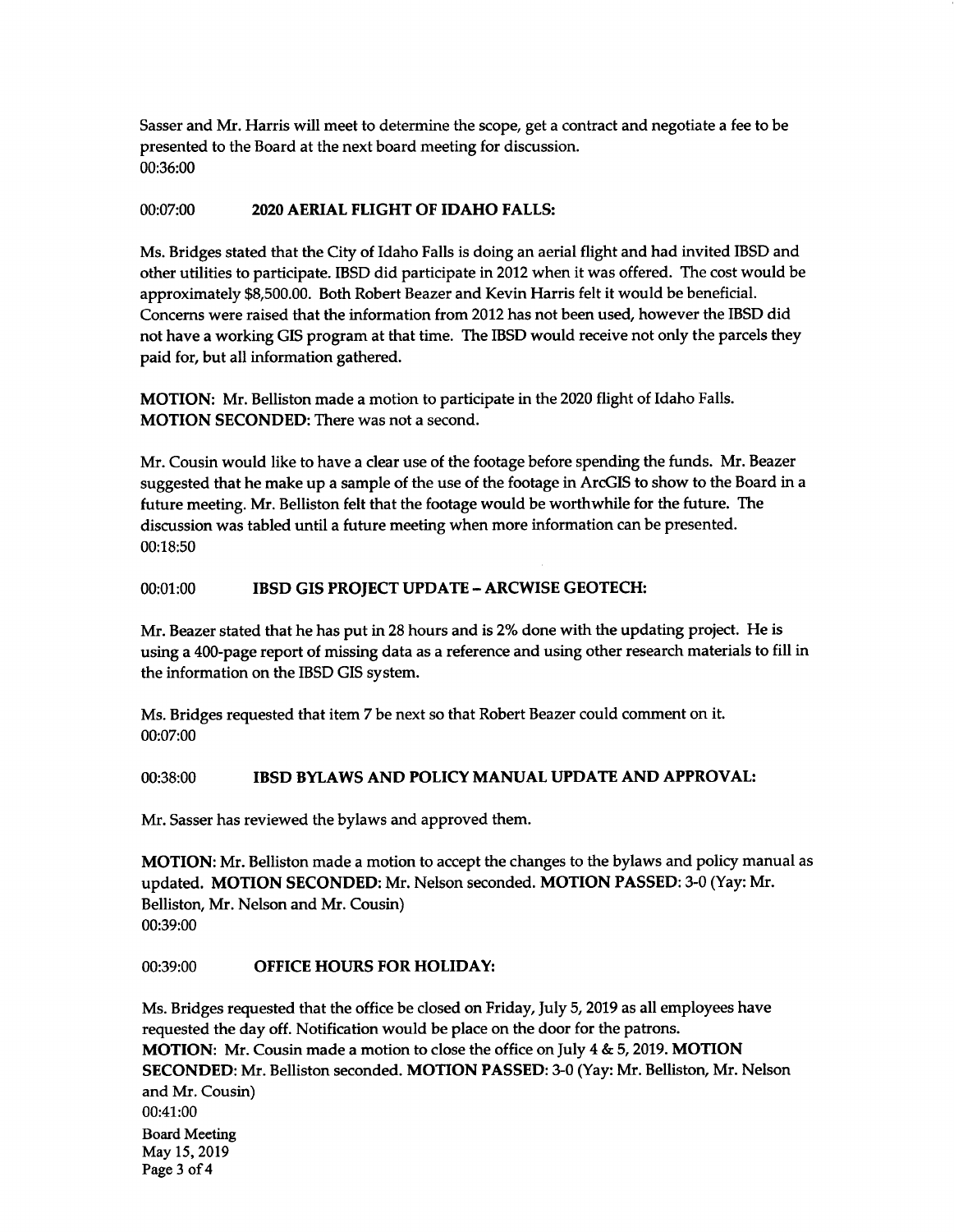Sasser and Mr. Harris will meet to determine the scope, get a contract and negotiate a fee to be presented to the Board at the next board meeting for discussion.
00:36:00

00:07:00 **2020 AERIAL FLIGHT OF IDAHO FALLS:**

Ms. Bridges stated that the City of Idaho Falls is doing an aerial flight and had invited IBSD and other utilities to participate. IBSD did participate in 2012 when it was offered. The cost would be approximately $8,500.00. Both Robert Beazer and Kevin Harris felt it would be beneficial. Concerns were raised that the information from 2012 has not been used, however the IBSD did not have a working GIS program at that time. The IBSD would receive not only the parcels they paid for, but all information gathered.

**MOTION:** Mr. Belliston made a motion to participate in the 2020 flight of Idaho Falls. **MOTION SECONDED:** There was not a second.

Mr. Cousin would like to have a clear use of the footage before spending the funds. Mr. Beazer suggested that he make up a sample of the use of the footage in ArcGIS to show to the Board in a future meeting. Mr. Belliston felt that the footage would be worthwhile for the future. The discussion was tabled until a future meeting when more information can be presented.
00:18:50

00:01:00 **IBSD GIS PROJECT UPDATE – ARCWISE GEOTECH:**

Mr. Beazer stated that he has put in 28 hours and is 2% done with the updating project. He is using a 400-page report of missing data as a reference and using other research materials to fill in the information on the IBSD GIS system.

Ms. Bridges requested that item 7 be next so that Robert Beazer could comment on it.
00:07:00

00:38:00 **IBSD BYLAWS AND POLICY MANUAL UPDATE AND APPROVAL:**

Mr. Sasser has reviewed the bylaws and approved them.

**MOTION:** Mr. Belliston made a motion to accept the changes to the bylaws and policy manual as updated. **MOTION SECONDED:** Mr. Nelson seconded. **MOTION PASSED:** 3-0 (Yay: Mr. Belliston, Mr. Nelson and Mr. Cousin)
00:39:00

00:39:00 **OFFICE HOURS FOR HOLIDAY:**

Ms. Bridges requested that the office be closed on Friday, July 5, 2019 as all employees have requested the day off. Notification would be place on the door for the patrons.
**MOTION:** Mr. Cousin made a motion to close the office on July 4 & 5, 2019. **MOTION SECONDED:** Mr. Belliston seconded. **MOTION PASSED:** 3-0 (Yay: Mr. Belliston, Mr. Nelson and Mr. Cousin)
00:41:00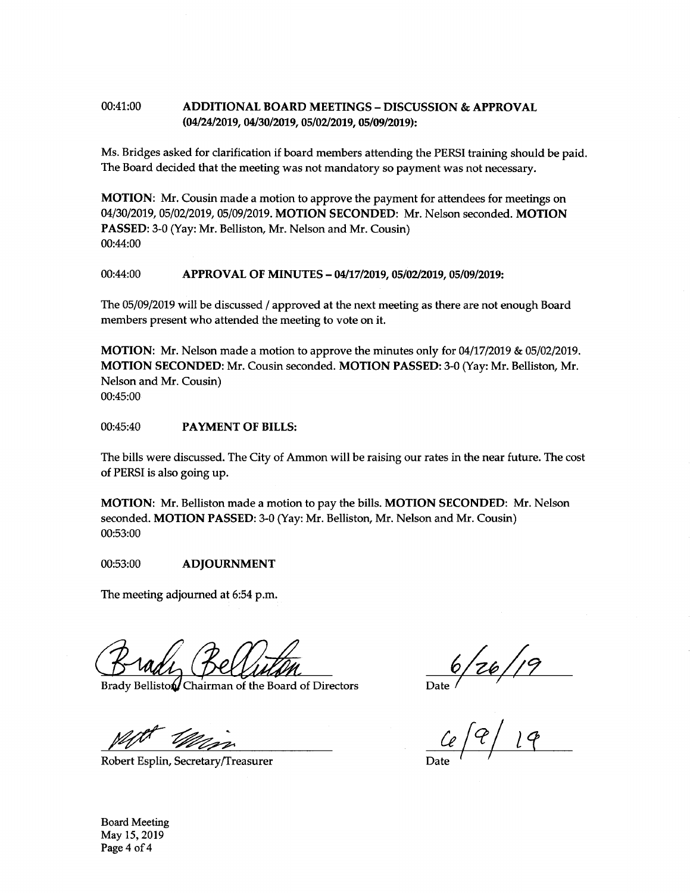00:41:00 **ADDITIONAL BOARD MEETINGS – DISCUSSION & APPROVAL (04/24/2019, 04/30/2019, 05/02/2019, 05/09/2019):**

Ms. Bridges asked for clarification if board members attending the PERSI training should be paid. The Board decided that the meeting was not mandatory so payment was not necessary.

**MOTION**: Mr. Cousin made a motion to approve the payment for attendees for meetings on 04/30/2019, 05/02/2019, 05/09/2019. **MOTION SECONDED**: Mr. Nelson seconded. **MOTION PASSED**: 3-0 (Yay: Mr. Belliston, Mr. Nelson and Mr. Cousin)
00:44:00

00:44:00 **APPROVAL OF MINUTES – 04/17/2019, 05/02/2019, 05/09/2019:**

The 05/09/2019 will be discussed / approved at the next meeting as there are not enough Board members present who attended the meeting to vote on it.

**MOTION**: Mr. Nelson made a motion to approve the minutes only for 04/17/2019 & 05/02/2019. **MOTION SECONDED**: Mr. Cousin seconded. **MOTION PASSED**: 3-0 (Yay: Mr. Belliston, Mr. Nelson and Mr. Cousin)
00:45:00

00:45:40 **PAYMENT OF BILLS:**

The bills were discussed. The City of Ammon will be raising our rates in the near future. The cost of PERSI is also going up.

**MOTION**: Mr. Belliston made a motion to pay the bills. **MOTION SECONDED**: Mr. Nelson seconded. **MOTION PASSED**: 3-0 (Yay: Mr. Belliston, Mr. Nelson and Mr. Cousin)
00:53:00

00:53:00 **ADJOURNMENT**

The meeting adjourned at 6:54 p.m.

Brady Belliston, Chairman of the Board of Directors — Date: 6/26/19

Robert Esplin, Secretary/Treasurer — Date: 6/9/19

Board Meeting
May 15, 2019